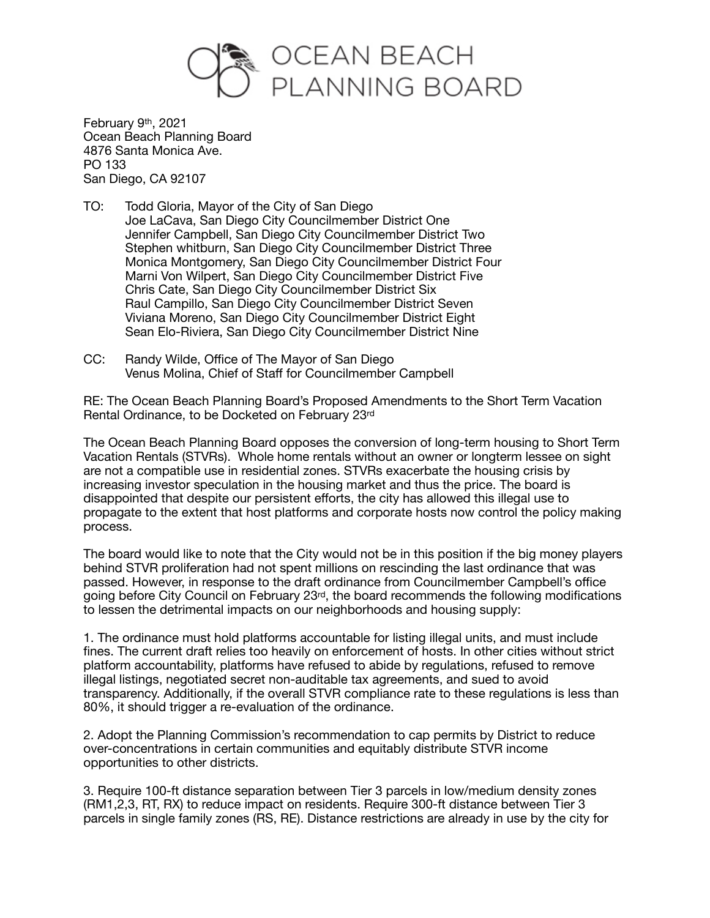# OCEAN BEACH PLANNING BOARD

February 9th, 2021
Ocean Beach Planning Board
4876 Santa Monica Ave.
PO 133
San Diego, CA 92107

TO: Todd Gloria, Mayor of the City of San Diego
Joe LaCava, San Diego City Councilmember District One
Jennifer Campbell, San Diego City Councilmember District Two
Stephen whitburn, San Diego City Councilmember District Three
Monica Montgomery, San Diego City Councilmember District Four
Marni Von Wilpert, San Diego City Councilmember District Five
Chris Cate, San Diego City Councilmember District Six
Raul Campillo, San Diego City Councilmember District Seven
Viviana Moreno, San Diego City Councilmember District Eight
Sean Elo-Riviera, San Diego City Councilmember District Nine

CC: Randy Wilde, Office of The Mayor of San Diego
Venus Molina, Chief of Staff for Councilmember Campbell

RE: The Ocean Beach Planning Board's Proposed Amendments to the Short Term Vacation Rental Ordinance, to be Docketed on February 23rd

The Ocean Beach Planning Board opposes the conversion of long-term housing to Short Term Vacation Rentals (STVRs). Whole home rentals without an owner or longterm lessee on sight are not a compatible use in residential zones. STVRs exacerbate the housing crisis by increasing investor speculation in the housing market and thus the price. The board is disappointed that despite our persistent efforts, the city has allowed this illegal use to propagate to the extent that host platforms and corporate hosts now control the policy making process.

The board would like to note that the City would not be in this position if the big money players behind STVR proliferation had not spent millions on rescinding the last ordinance that was passed. However, in response to the draft ordinance from Councilmember Campbell's office going before City Council on February 23rd, the board recommends the following modifications to lessen the detrimental impacts on our neighborhoods and housing supply:

1. The ordinance must hold platforms accountable for listing illegal units, and must include fines. The current draft relies too heavily on enforcement of hosts. In other cities without strict platform accountability, platforms have refused to abide by regulations, refused to remove illegal listings, negotiated secret non-auditable tax agreements, and sued to avoid transparency. Additionally, if the overall STVR compliance rate to these regulations is less than 80%, it should trigger a re-evaluation of the ordinance.

2. Adopt the Planning Commission's recommendation to cap permits by District to reduce over-concentrations in certain communities and equitably distribute STVR income opportunities to other districts.

3. Require 100-ft distance separation between Tier 3 parcels in low/medium density zones (RM1,2,3, RT, RX) to reduce impact on residents. Require 300-ft distance between Tier 3 parcels in single family zones (RS, RE). Distance restrictions are already in use by the city for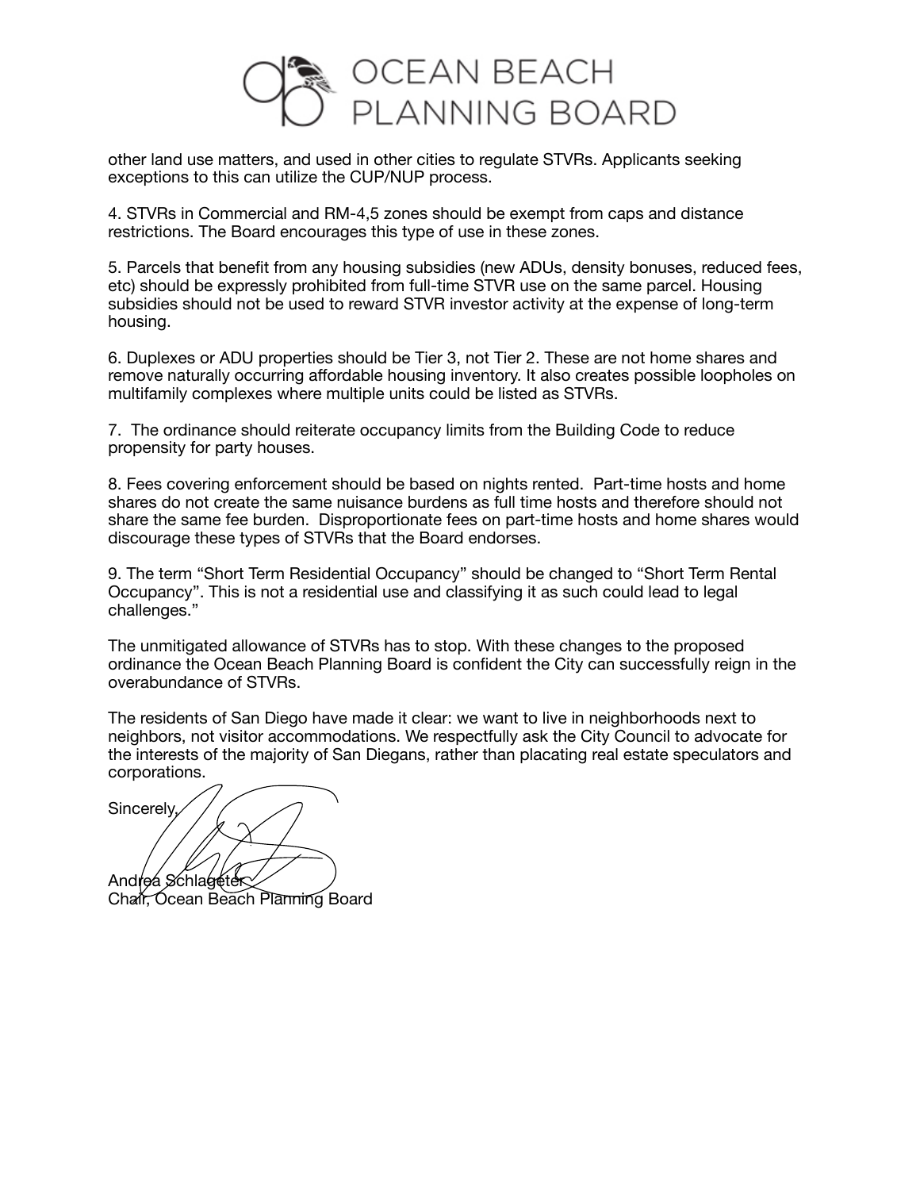other land use matters, and used in other cities to regulate STVRs. Applicants seeking exceptions to this can utilize the CUP/NUP process.

4. STVRs in Commercial and RM-4,5 zones should be exempt from caps and distance restrictions. The Board encourages this type of use in these zones.

5. Parcels that benefit from any housing subsidies (new ADUs, density bonuses, reduced fees, etc) should be expressly prohibited from full-time STVR use on the same parcel. Housing subsidies should not be used to reward STVR investor activity at the expense of long-term housing.

6. Duplexes or ADU properties should be Tier 3, not Tier 2. These are not home shares and remove naturally occurring affordable housing inventory. It also creates possible loopholes on multifamily complexes where multiple units could be listed as STVRs.

7. The ordinance should reiterate occupancy limits from the Building Code to reduce propensity for party houses.

8. Fees covering enforcement should be based on nights rented. Part-time hosts and home shares do not create the same nuisance burdens as full time hosts and therefore should not share the same fee burden. Disproportionate fees on part-time hosts and home shares would discourage these types of STVRs that the Board endorses.

9. The term "Short Term Residential Occupancy" should be changed to "Short Term Rental Occupancy". This is not a residential use and classifying it as such could lead to legal challenges."

The unmitigated allowance of STVRs has to stop. With these changes to the proposed ordinance the Ocean Beach Planning Board is confident the City can successfully reign in the overabundance of STVRs.

The residents of San Diego have made it clear: we want to live in neighborhoods next to neighbors, not visitor accommodations. We respectfully ask the City Council to advocate for the interests of the majority of San Diegans, rather than placating real estate speculators and corporations.

Sincerely,

Andrea Schlageter
Chair, Ocean Beach Planning Board